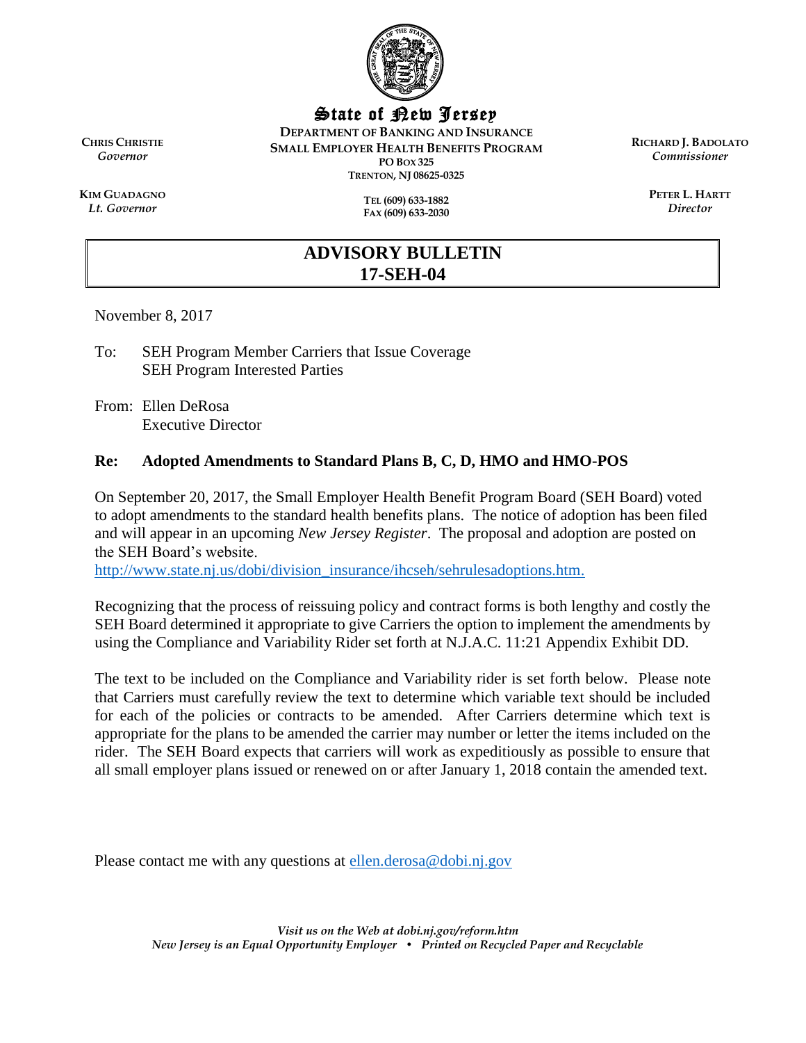# State of New Jersey

**DEPARTMENT OF BANKING AND INSURANCE**
**SMALL EMPLOYER HEALTH BENEFITS PROGRAM**
**PO BOX 325**
**TRENTON, NJ 08625-0325**

**CHRIS CHRISTIE**
*Governor*

**KIM GUADAGNO**
*Lt. Governor*

**TEL (609) 633-1882**
**FAX (609) 633-2030**

**RICHARD J. BADOLATO**
*Commissioner*

**PETER L. HARTT**
*Director*

## ADVISORY BULLETIN
## 17-SEH-04

November 8, 2017

To: SEH Program Member Carriers that Issue Coverage
SEH Program Interested Parties

From: Ellen DeRosa
Executive Director

**Re: Adopted Amendments to Standard Plans B, C, D, HMO and HMO-POS**

On September 20, 2017, the Small Employer Health Benefit Program Board (SEH Board) voted to adopt amendments to the standard health benefits plans. The notice of adoption has been filed and will appear in an upcoming *New Jersey Register*. The proposal and adoption are posted on the SEH Board's website.
http://www.state.nj.us/dobi/division_insurance/ihcseh/sehrulesadoptions.htm.

Recognizing that the process of reissuing policy and contract forms is both lengthy and costly the SEH Board determined it appropriate to give Carriers the option to implement the amendments by using the Compliance and Variability Rider set forth at N.J.A.C. 11:21 Appendix Exhibit DD.

The text to be included on the Compliance and Variability rider is set forth below. Please note that Carriers must carefully review the text to determine which variable text should be included for each of the policies or contracts to be amended. After Carriers determine which text is appropriate for the plans to be amended the carrier may number or letter the items included on the rider. The SEH Board expects that carriers will work as expeditiously as possible to ensure that all small employer plans issued or renewed on or after January 1, 2018 contain the amended text.

Please contact me with any questions at ellen.derosa@dobi.nj.gov

*Visit us on the Web at dobi.nj.gov/reform.htm*
*New Jersey is an Equal Opportunity Employer • Printed on Recycled Paper and Recyclable*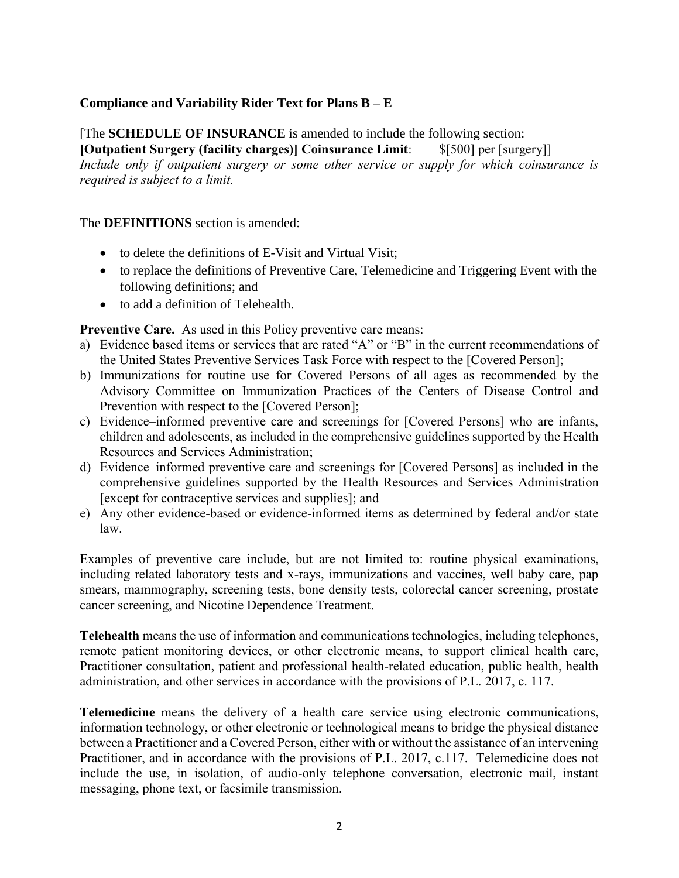**Compliance and Variability Rider Text for Plans B – E**

[The **SCHEDULE OF INSURANCE** is amended to include the following section:
**[Outpatient Surgery (facility charges)] Coinsurance Limit**: $[500] per [surgery]]
*Include only if outpatient surgery or some other service or supply for which coinsurance is required is subject to a limit.*

The **DEFINITIONS** section is amended:

- to delete the definitions of E-Visit and Virtual Visit;
- to replace the definitions of Preventive Care, Telemedicine and Triggering Event with the following definitions; and
- to add a definition of Telehealth.

**Preventive Care.** As used in this Policy preventive care means:

a) Evidence based items or services that are rated "A" or "B" in the current recommendations of the United States Preventive Services Task Force with respect to the [Covered Person];
b) Immunizations for routine use for Covered Persons of all ages as recommended by the Advisory Committee on Immunization Practices of the Centers of Disease Control and Prevention with respect to the [Covered Person];
c) Evidence–informed preventive care and screenings for [Covered Persons] who are infants, children and adolescents, as included in the comprehensive guidelines supported by the Health Resources and Services Administration;
d) Evidence–informed preventive care and screenings for [Covered Persons] as included in the comprehensive guidelines supported by the Health Resources and Services Administration [except for contraceptive services and supplies]; and
e) Any other evidence-based or evidence-informed items as determined by federal and/or state law.

Examples of preventive care include, but are not limited to: routine physical examinations, including related laboratory tests and x-rays, immunizations and vaccines, well baby care, pap smears, mammography, screening tests, bone density tests, colorectal cancer screening, prostate cancer screening, and Nicotine Dependence Treatment.

**Telehealth** means the use of information and communications technologies, including telephones, remote patient monitoring devices, or other electronic means, to support clinical health care, Practitioner consultation, patient and professional health-related education, public health, health administration, and other services in accordance with the provisions of P.L. 2017, c. 117.

**Telemedicine** means the delivery of a health care service using electronic communications, information technology, or other electronic or technological means to bridge the physical distance between a Practitioner and a Covered Person, either with or without the assistance of an intervening Practitioner, and in accordance with the provisions of P.L. 2017, c.117. Telemedicine does not include the use, in isolation, of audio-only telephone conversation, electronic mail, instant messaging, phone text, or facsimile transmission.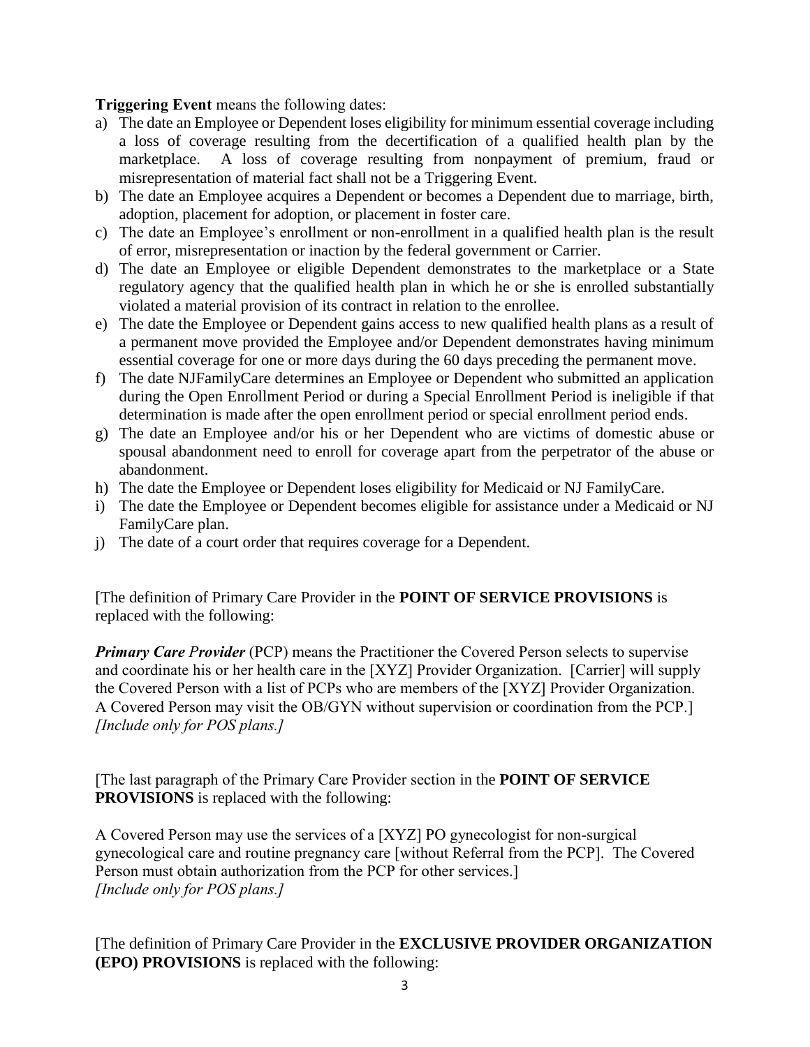**Triggering Event** means the following dates:

a) The date an Employee or Dependent loses eligibility for minimum essential coverage including a loss of coverage resulting from the decertification of a qualified health plan by the marketplace. A loss of coverage resulting from nonpayment of premium, fraud or misrepresentation of material fact shall not be a Triggering Event.
b) The date an Employee acquires a Dependent or becomes a Dependent due to marriage, birth, adoption, placement for adoption, or placement in foster care.
c) The date an Employee's enrollment or non-enrollment in a qualified health plan is the result of error, misrepresentation or inaction by the federal government or Carrier.
d) The date an Employee or eligible Dependent demonstrates to the marketplace or a State regulatory agency that the qualified health plan in which he or she is enrolled substantially violated a material provision of its contract in relation to the enrollee.
e) The date the Employee or Dependent gains access to new qualified health plans as a result of a permanent move provided the Employee and/or Dependent demonstrates having minimum essential coverage for one or more days during the 60 days preceding the permanent move.
f) The date NJFamilyCare determines an Employee or Dependent who submitted an application during the Open Enrollment Period or during a Special Enrollment Period is ineligible if that determination is made after the open enrollment period or special enrollment period ends.
g) The date an Employee and/or his or her Dependent who are victims of domestic abuse or spousal abandonment need to enroll for coverage apart from the perpetrator of the abuse or abandonment.
h) The date the Employee or Dependent loses eligibility for Medicaid or NJ FamilyCare.
i) The date the Employee or Dependent becomes eligible for assistance under a Medicaid or NJ FamilyCare plan.
j) The date of a court order that requires coverage for a Dependent.

[The definition of Primary Care Provider in the **POINT OF SERVICE PROVISIONS** is replaced with the following:

***Primary Care Provider*** (PCP) means the Practitioner the Covered Person selects to supervise and coordinate his or her health care in the [XYZ] Provider Organization. [Carrier] will supply the Covered Person with a list of PCPs who are members of the [XYZ] Provider Organization. A Covered Person may visit the OB/GYN without supervision or coordination from the PCP.]
*[Include only for POS plans.]*

[The last paragraph of the Primary Care Provider section in the **POINT OF SERVICE PROVISIONS** is replaced with the following:

A Covered Person may use the services of a [XYZ] PO gynecologist for non-surgical gynecological care and routine pregnancy care [without Referral from the PCP]. The Covered Person must obtain authorization from the PCP for other services.]
*[Include only for POS plans.]*

[The definition of Primary Care Provider in the **EXCLUSIVE PROVIDER ORGANIZATION (EPO) PROVISIONS** is replaced with the following: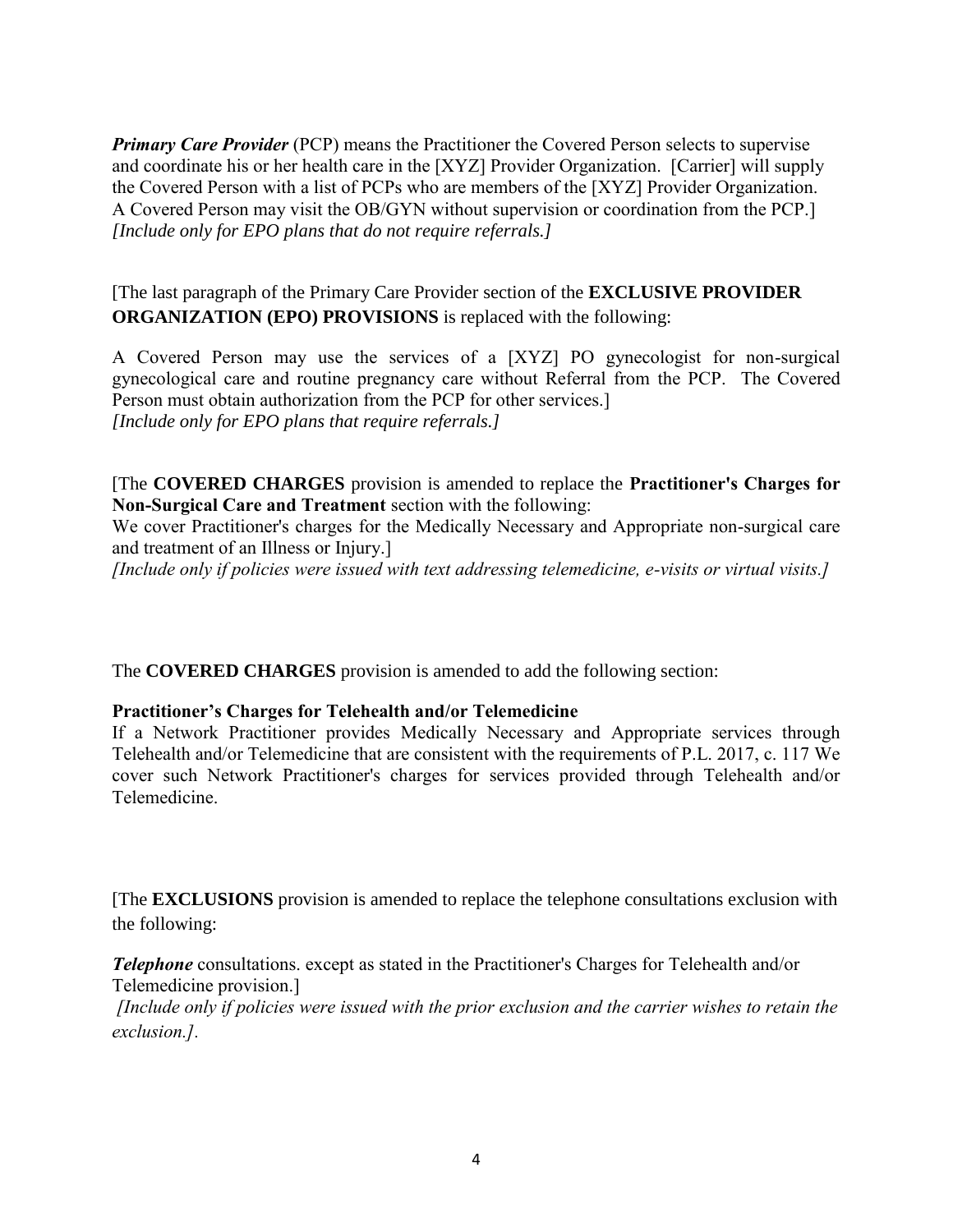***Primary Care Provider*** (PCP) means the Practitioner the Covered Person selects to supervise and coordinate his or her health care in the [XYZ] Provider Organization. [Carrier] will supply the Covered Person with a list of PCPs who are members of the [XYZ] Provider Organization. A Covered Person may visit the OB/GYN without supervision or coordination from the PCP.] *[Include only for EPO plans that do not require referrals.]*

[The last paragraph of the Primary Care Provider section of the **EXCLUSIVE PROVIDER ORGANIZATION (EPO) PROVISIONS** is replaced with the following:

A Covered Person may use the services of a [XYZ] PO gynecologist for non-surgical gynecological care and routine pregnancy care without Referral from the PCP. The Covered Person must obtain authorization from the PCP for other services.]
*[Include only for EPO plans that require referrals.]*

[The **COVERED CHARGES** provision is amended to replace the **Practitioner's Charges for Non-Surgical Care and Treatment** section with the following:
We cover Practitioner's charges for the Medically Necessary and Appropriate non-surgical care and treatment of an Illness or Injury.]
*[Include only if policies were issued with text addressing telemedicine, e-visits or virtual visits.]*

The **COVERED CHARGES** provision is amended to add the following section:

**Practitioner's Charges for Telehealth and/or Telemedicine**
If a Network Practitioner provides Medically Necessary and Appropriate services through Telehealth and/or Telemedicine that are consistent with the requirements of P.L. 2017, c. 117 We cover such Network Practitioner's charges for services provided through Telehealth and/or Telemedicine.

[The **EXCLUSIONS** provision is amended to replace the telephone consultations exclusion with the following:

***Telephone*** consultations. except as stated in the Practitioner's Charges for Telehealth and/or Telemedicine provision.]
*[Include only if policies were issued with the prior exclusion and the carrier wishes to retain the exclusion.]*.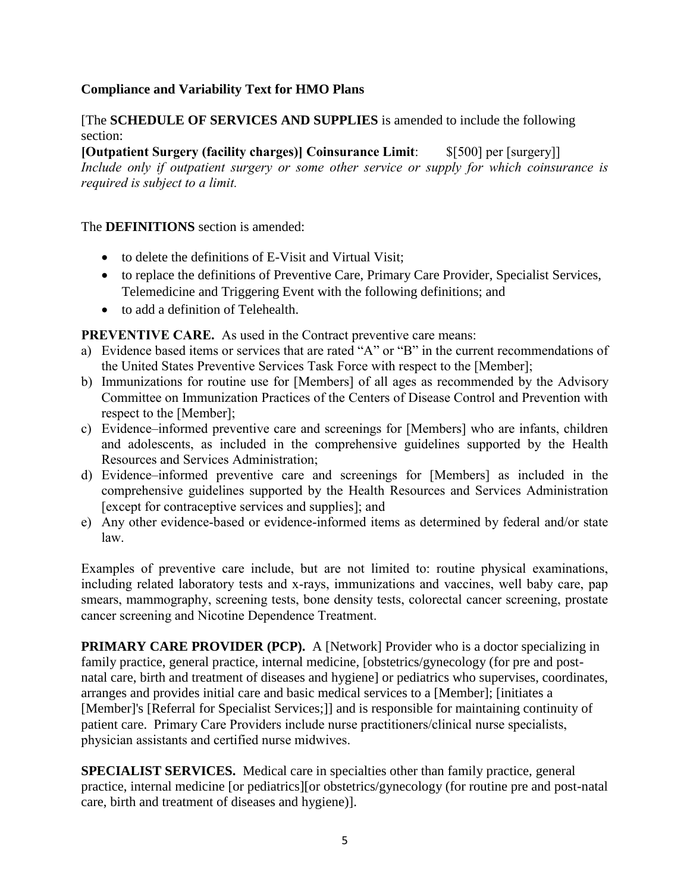**Compliance and Variability Text for HMO Plans**

[The **SCHEDULE OF SERVICES AND SUPPLIES** is amended to include the following section:

**[Outpatient Surgery (facility charges)] Coinsurance Limit**: $[500] per [surgery]]

*Include only if outpatient surgery or some other service or supply for which coinsurance is required is subject to a limit.*

The **DEFINITIONS** section is amended:

- to delete the definitions of E-Visit and Virtual Visit;
- to replace the definitions of Preventive Care, Primary Care Provider, Specialist Services, Telemedicine and Triggering Event with the following definitions; and
- to add a definition of Telehealth.

**PREVENTIVE CARE.** As used in the Contract preventive care means:

a) Evidence based items or services that are rated "A" or "B" in the current recommendations of the United States Preventive Services Task Force with respect to the [Member];
b) Immunizations for routine use for [Members] of all ages as recommended by the Advisory Committee on Immunization Practices of the Centers of Disease Control and Prevention with respect to the [Member];
c) Evidence–informed preventive care and screenings for [Members] who are infants, children and adolescents, as included in the comprehensive guidelines supported by the Health Resources and Services Administration;
d) Evidence–informed preventive care and screenings for [Members] as included in the comprehensive guidelines supported by the Health Resources and Services Administration [except for contraceptive services and supplies]; and
e) Any other evidence-based or evidence-informed items as determined by federal and/or state law.

Examples of preventive care include, but are not limited to: routine physical examinations, including related laboratory tests and x-rays, immunizations and vaccines, well baby care, pap smears, mammography, screening tests, bone density tests, colorectal cancer screening, prostate cancer screening and Nicotine Dependence Treatment.

**PRIMARY CARE PROVIDER (PCP).** A [Network] Provider who is a doctor specializing in family practice, general practice, internal medicine, [obstetrics/gynecology (for pre and post-natal care, birth and treatment of diseases and hygiene] or pediatrics who supervises, coordinates, arranges and provides initial care and basic medical services to a [Member]; [initiates a [Member]'s [Referral for Specialist Services;]] and is responsible for maintaining continuity of patient care. Primary Care Providers include nurse practitioners/clinical nurse specialists, physician assistants and certified nurse midwives.

**SPECIALIST SERVICES.** Medical care in specialties other than family practice, general practice, internal medicine [or pediatrics][or obstetrics/gynecology (for routine pre and post-natal care, birth and treatment of diseases and hygiene)].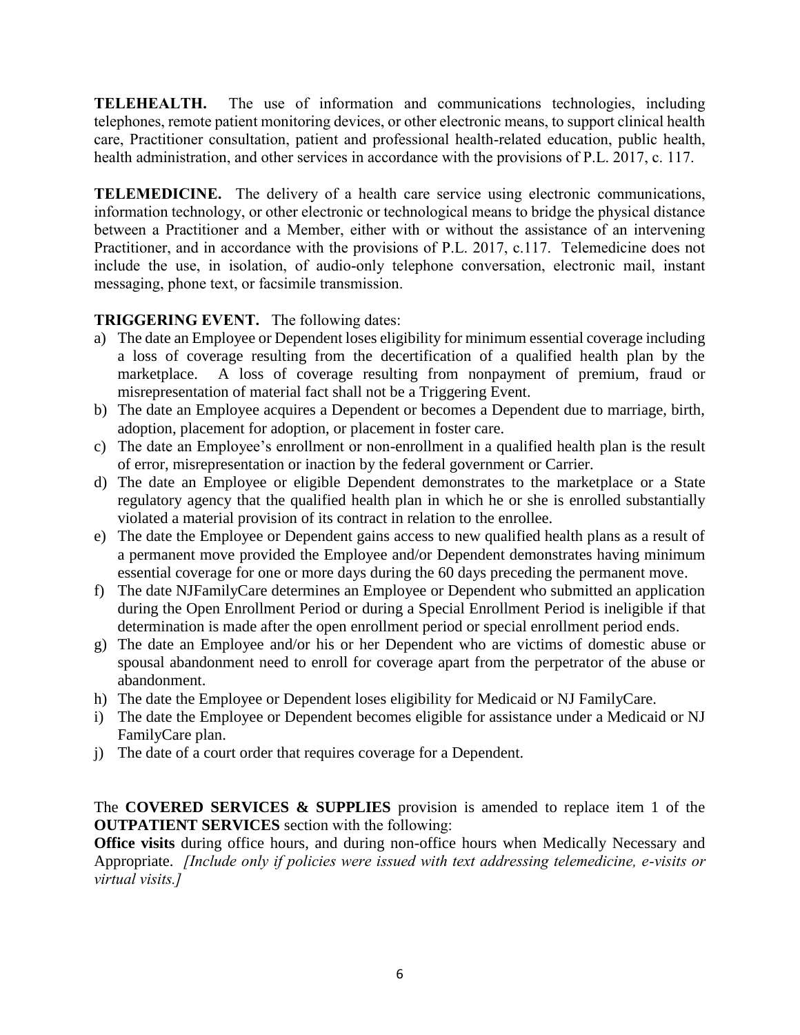**TELEHEALTH.** The use of information and communications technologies, including telephones, remote patient monitoring devices, or other electronic means, to support clinical health care, Practitioner consultation, patient and professional health-related education, public health, health administration, and other services in accordance with the provisions of P.L. 2017, c. 117.

**TELEMEDICINE.** The delivery of a health care service using electronic communications, information technology, or other electronic or technological means to bridge the physical distance between a Practitioner and a Member, either with or without the assistance of an intervening Practitioner, and in accordance with the provisions of P.L. 2017, c.117. Telemedicine does not include the use, in isolation, of audio-only telephone conversation, electronic mail, instant messaging, phone text, or facsimile transmission.

**TRIGGERING EVENT.** The following dates:

a) The date an Employee or Dependent loses eligibility for minimum essential coverage including a loss of coverage resulting from the decertification of a qualified health plan by the marketplace. A loss of coverage resulting from nonpayment of premium, fraud or misrepresentation of material fact shall not be a Triggering Event.
b) The date an Employee acquires a Dependent or becomes a Dependent due to marriage, birth, adoption, placement for adoption, or placement in foster care.
c) The date an Employee's enrollment or non-enrollment in a qualified health plan is the result of error, misrepresentation or inaction by the federal government or Carrier.
d) The date an Employee or eligible Dependent demonstrates to the marketplace or a State regulatory agency that the qualified health plan in which he or she is enrolled substantially violated a material provision of its contract in relation to the enrollee.
e) The date the Employee or Dependent gains access to new qualified health plans as a result of a permanent move provided the Employee and/or Dependent demonstrates having minimum essential coverage for one or more days during the 60 days preceding the permanent move.
f) The date NJFamilyCare determines an Employee or Dependent who submitted an application during the Open Enrollment Period or during a Special Enrollment Period is ineligible if that determination is made after the open enrollment period or special enrollment period ends.
g) The date an Employee and/or his or her Dependent who are victims of domestic abuse or spousal abandonment need to enroll for coverage apart from the perpetrator of the abuse or abandonment.
h) The date the Employee or Dependent loses eligibility for Medicaid or NJ FamilyCare.
i) The date the Employee or Dependent becomes eligible for assistance under a Medicaid or NJ FamilyCare plan.
j) The date of a court order that requires coverage for a Dependent.

The **COVERED SERVICES & SUPPLIES** provision is amended to replace item 1 of the **OUTPATIENT SERVICES** section with the following:

**Office visits** during office hours, and during non-office hours when Medically Necessary and Appropriate. *[Include only if policies were issued with text addressing telemedicine, e-visits or virtual visits.]*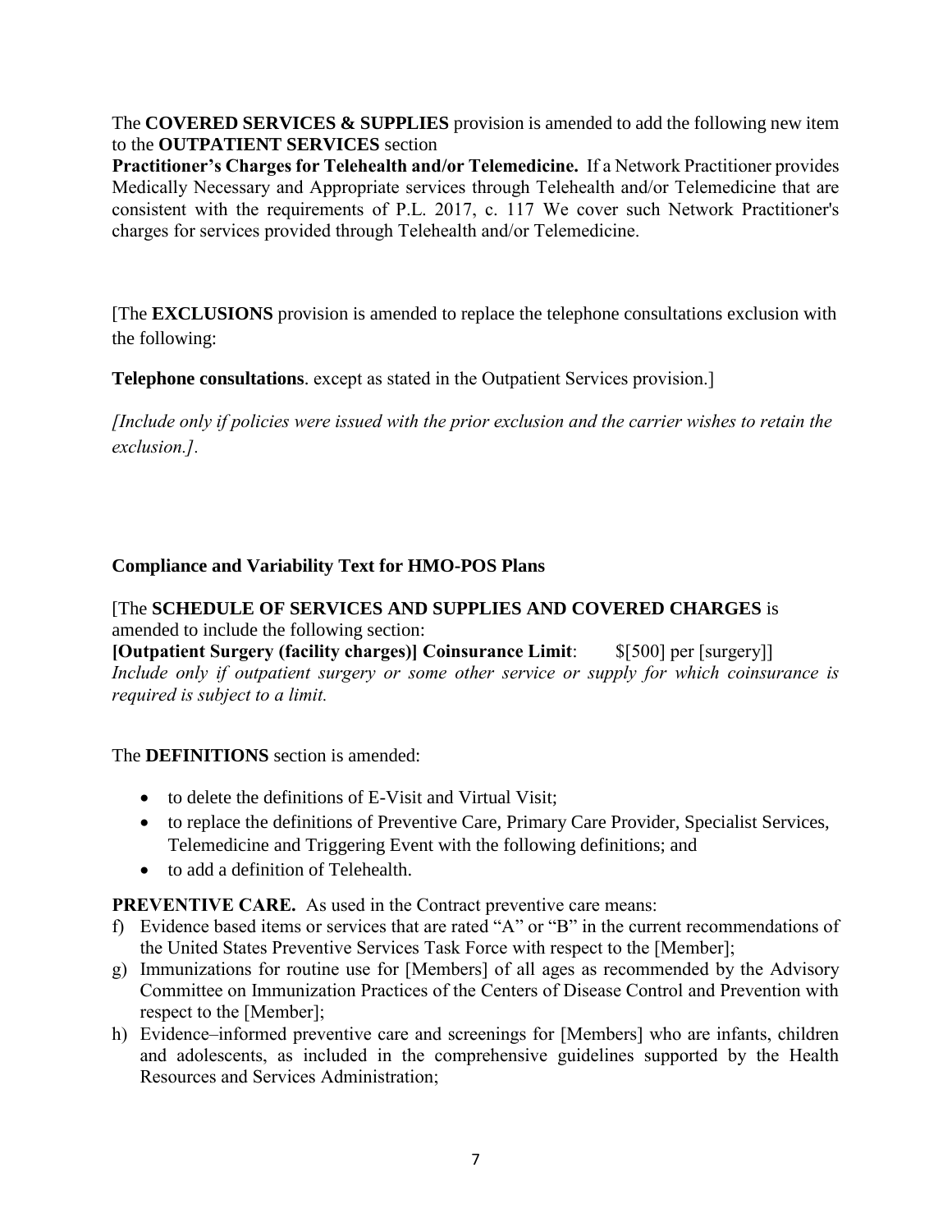The **COVERED SERVICES & SUPPLIES** provision is amended to add the following new item to the **OUTPATIENT SERVICES** section

**Practitioner's Charges for Telehealth and/or Telemedicine.** If a Network Practitioner provides Medically Necessary and Appropriate services through Telehealth and/or Telemedicine that are consistent with the requirements of P.L. 2017, c. 117 We cover such Network Practitioner's charges for services provided through Telehealth and/or Telemedicine.

[The **EXCLUSIONS** provision is amended to replace the telephone consultations exclusion with the following:

**Telephone consultations**. except as stated in the Outpatient Services provision.]

*[Include only if policies were issued with the prior exclusion and the carrier wishes to retain the exclusion.].*

**Compliance and Variability Text for HMO-POS Plans**

[The **SCHEDULE OF SERVICES AND SUPPLIES AND COVERED CHARGES** is amended to include the following section:

**[Outpatient Surgery (facility charges)] Coinsurance Limit**: $[500] per [surgery]]

*Include only if outpatient surgery or some other service or supply for which coinsurance is required is subject to a limit.*

The **DEFINITIONS** section is amended:

- to delete the definitions of E-Visit and Virtual Visit;
- to replace the definitions of Preventive Care, Primary Care Provider, Specialist Services, Telemedicine and Triggering Event with the following definitions; and
- to add a definition of Telehealth.

**PREVENTIVE CARE.** As used in the Contract preventive care means:

f) Evidence based items or services that are rated "A" or "B" in the current recommendations of the United States Preventive Services Task Force with respect to the [Member];

g) Immunizations for routine use for [Members] of all ages as recommended by the Advisory Committee on Immunization Practices of the Centers of Disease Control and Prevention with respect to the [Member];

h) Evidence–informed preventive care and screenings for [Members] who are infants, children and adolescents, as included in the comprehensive guidelines supported by the Health Resources and Services Administration;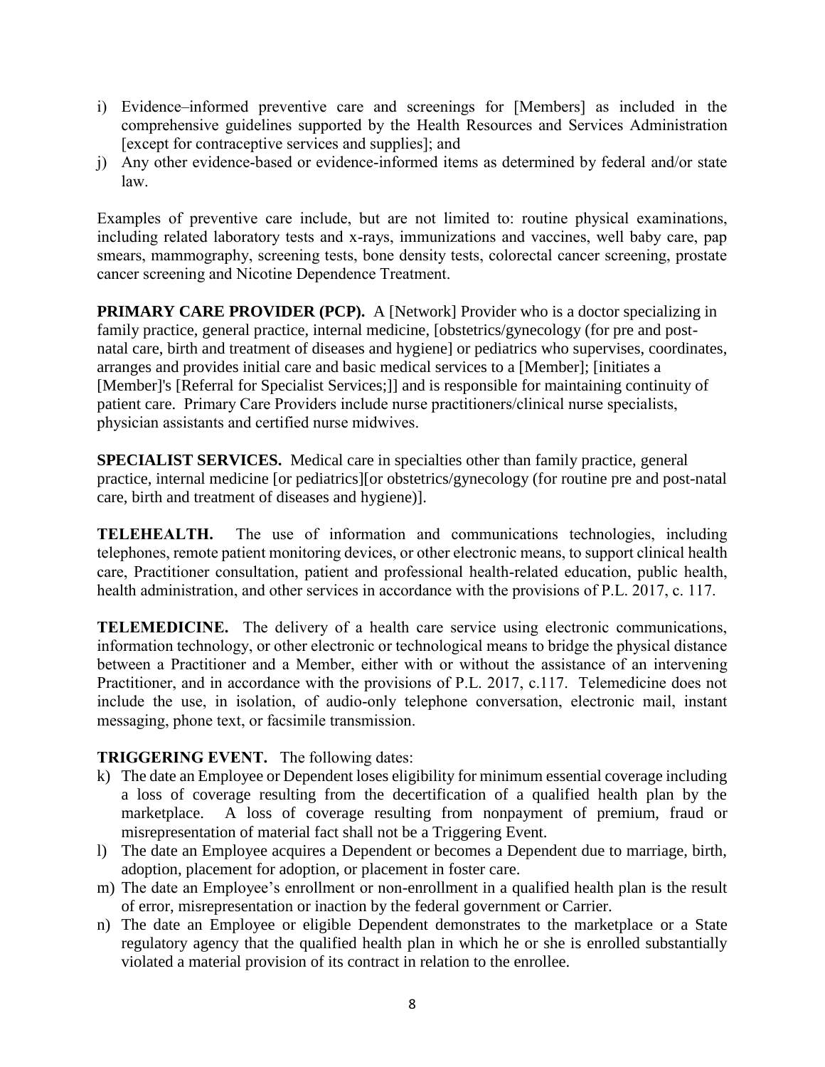i) Evidence–informed preventive care and screenings for [Members] as included in the comprehensive guidelines supported by the Health Resources and Services Administration [except for contraceptive services and supplies]; and
j) Any other evidence-based or evidence-informed items as determined by federal and/or state law.

Examples of preventive care include, but are not limited to: routine physical examinations, including related laboratory tests and x-rays, immunizations and vaccines, well baby care, pap smears, mammography, screening tests, bone density tests, colorectal cancer screening, prostate cancer screening and Nicotine Dependence Treatment.

**PRIMARY CARE PROVIDER (PCP).** A [Network] Provider who is a doctor specializing in family practice, general practice, internal medicine, [obstetrics/gynecology (for pre and post-natal care, birth and treatment of diseases and hygiene] or pediatrics who supervises, coordinates, arranges and provides initial care and basic medical services to a [Member]; [initiates a [Member]'s [Referral for Specialist Services;]] and is responsible for maintaining continuity of patient care. Primary Care Providers include nurse practitioners/clinical nurse specialists, physician assistants and certified nurse midwives.

**SPECIALIST SERVICES.** Medical care in specialties other than family practice, general practice, internal medicine [or pediatrics][or obstetrics/gynecology (for routine pre and post-natal care, birth and treatment of diseases and hygiene)].

**TELEHEALTH.** The use of information and communications technologies, including telephones, remote patient monitoring devices, or other electronic means, to support clinical health care, Practitioner consultation, patient and professional health-related education, public health, health administration, and other services in accordance with the provisions of P.L. 2017, c. 117.

**TELEMEDICINE.** The delivery of a health care service using electronic communications, information technology, or other electronic or technological means to bridge the physical distance between a Practitioner and a Member, either with or without the assistance of an intervening Practitioner, and in accordance with the provisions of P.L. 2017, c.117. Telemedicine does not include the use, in isolation, of audio-only telephone conversation, electronic mail, instant messaging, phone text, or facsimile transmission.

**TRIGGERING EVENT.** The following dates:

k) The date an Employee or Dependent loses eligibility for minimum essential coverage including a loss of coverage resulting from the decertification of a qualified health plan by the marketplace. A loss of coverage resulting from nonpayment of premium, fraud or misrepresentation of material fact shall not be a Triggering Event.
l) The date an Employee acquires a Dependent or becomes a Dependent due to marriage, birth, adoption, placement for adoption, or placement in foster care.
m) The date an Employee's enrollment or non-enrollment in a qualified health plan is the result of error, misrepresentation or inaction by the federal government or Carrier.
n) The date an Employee or eligible Dependent demonstrates to the marketplace or a State regulatory agency that the qualified health plan in which he or she is enrolled substantially violated a material provision of its contract in relation to the enrollee.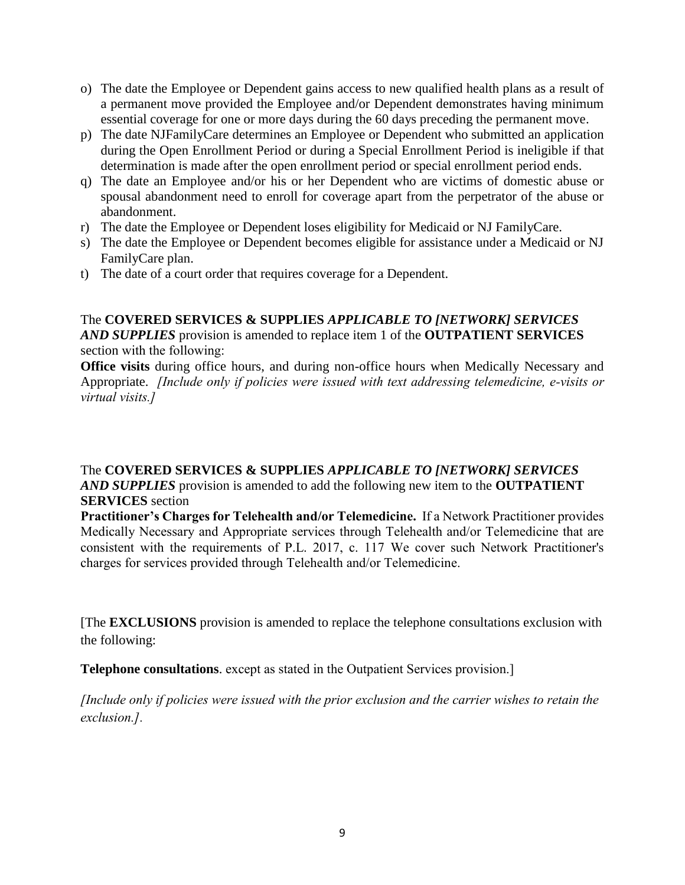o) The date the Employee or Dependent gains access to new qualified health plans as a result of a permanent move provided the Employee and/or Dependent demonstrates having minimum essential coverage for one or more days during the 60 days preceding the permanent move.
p) The date NJFamilyCare determines an Employee or Dependent who submitted an application during the Open Enrollment Period or during a Special Enrollment Period is ineligible if that determination is made after the open enrollment period or special enrollment period ends.
q) The date an Employee and/or his or her Dependent who are victims of domestic abuse or spousal abandonment need to enroll for coverage apart from the perpetrator of the abuse or abandonment.
r) The date the Employee or Dependent loses eligibility for Medicaid or NJ FamilyCare.
s) The date the Employee or Dependent becomes eligible for assistance under a Medicaid or NJ FamilyCare plan.
t) The date of a court order that requires coverage for a Dependent.

The **COVERED SERVICES & SUPPLIES** ***APPLICABLE TO [NETWORK] SERVICES AND SUPPLIES*** provision is amended to replace item 1 of the **OUTPATIENT SERVICES** section with the following:

**Office visits** during office hours, and during non-office hours when Medically Necessary and Appropriate. *[Include only if policies were issued with text addressing telemedicine, e-visits or virtual visits.]*

The **COVERED SERVICES & SUPPLIES** ***APPLICABLE TO [NETWORK] SERVICES AND SUPPLIES*** provision is amended to add the following new item to the **OUTPATIENT SERVICES** section

**Practitioner's Charges for Telehealth and/or Telemedicine.** If a Network Practitioner provides Medically Necessary and Appropriate services through Telehealth and/or Telemedicine that are consistent with the requirements of P.L. 2017, c. 117 We cover such Network Practitioner's charges for services provided through Telehealth and/or Telemedicine.

[The **EXCLUSIONS** provision is amended to replace the telephone consultations exclusion with the following:

**Telephone consultations**. except as stated in the Outpatient Services provision.]

*[Include only if policies were issued with the prior exclusion and the carrier wishes to retain the exclusion.]*.